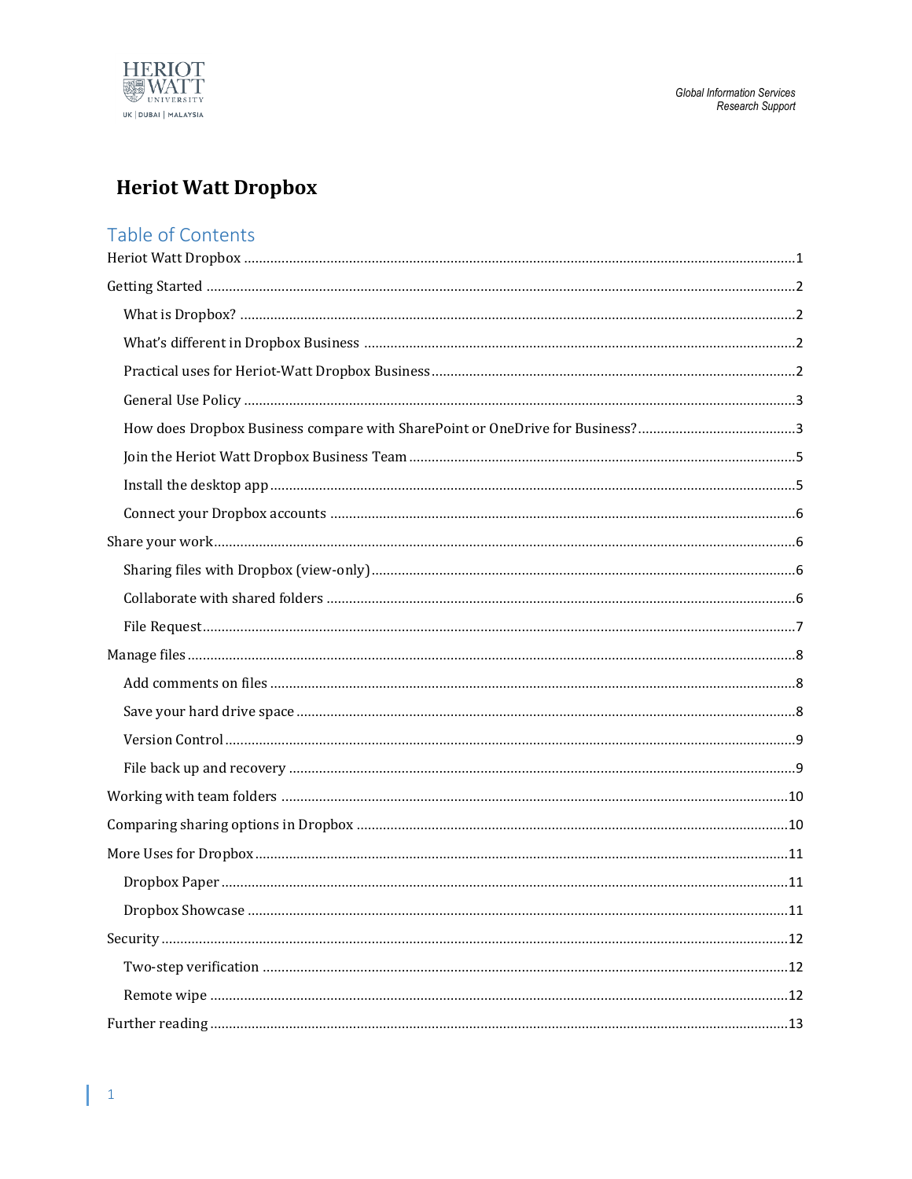Global Information Services
Research Support

# Heriot Watt Dropbox

## Table of Contents

- Heriot Watt Dropbox ..... 1
- Getting Started ..... 2
  - What is Dropbox? ..... 2
  - What's different in Dropbox Business ..... 2
  - Practical uses for Heriot-Watt Dropbox Business ..... 2
  - General Use Policy ..... 3
  - How does Dropbox Business compare with SharePoint or OneDrive for Business? ..... 3
  - Join the Heriot Watt Dropbox Business Team ..... 5
  - Install the desktop app ..... 5
  - Connect your Dropbox accounts ..... 6
- Share your work ..... 6
  - Sharing files with Dropbox (view-only) ..... 6
  - Collaborate with shared folders ..... 6
  - File Request ..... 7
- Manage files ..... 8
  - Add comments on files ..... 8
  - Save your hard drive space ..... 8
  - Version Control ..... 9
  - File back up and recovery ..... 9
- Working with team folders ..... 10
- Comparing sharing options in Dropbox ..... 10
- More Uses for Dropbox ..... 11
  - Dropbox Paper ..... 11
  - Dropbox Showcase ..... 11
- Security ..... 12
  - Two-step verification ..... 12
  - Remote wipe ..... 12
- Further reading ..... 13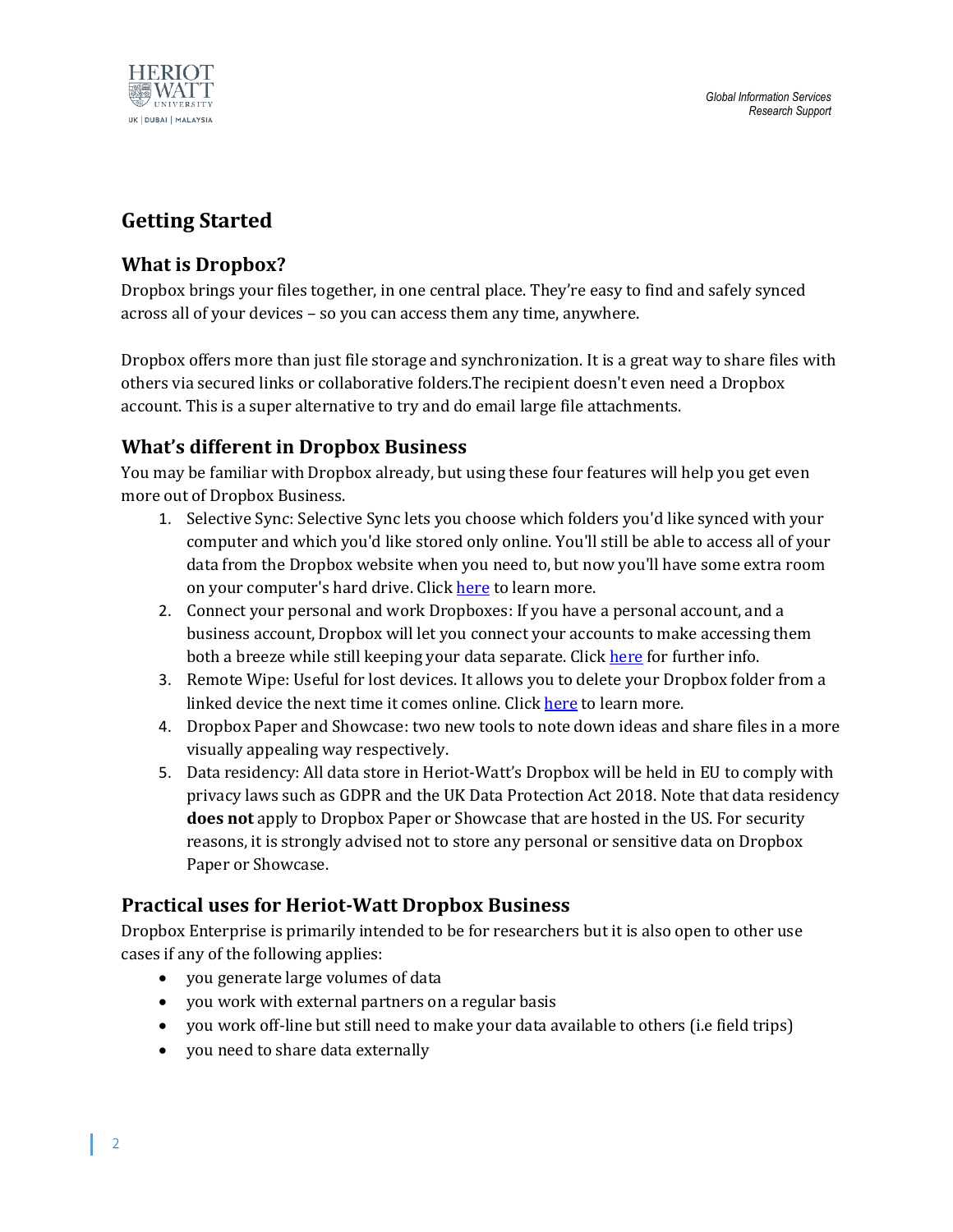# Getting Started

## What is Dropbox?

Dropbox brings your files together, in one central place. They're easy to find and safely synced across all of your devices – so you can access them any time, anywhere.

Dropbox offers more than just file storage and synchronization. It is a great way to share files with others via secured links or collaborative folders.The recipient doesn't even need a Dropbox account. This is a super alternative to try and do email large file attachments.

## What's different in Dropbox Business

You may be familiar with Dropbox already, but using these four features will help you get even more out of Dropbox Business.

1. Selective Sync: Selective Sync lets you choose which folders you'd like synced with your computer and which you'd like stored only online. You'll still be able to access all of your data from the Dropbox website when you need to, but now you'll have some extra room on your computer's hard drive. Click here to learn more.
2. Connect your personal and work Dropboxes: If you have a personal account, and a business account, Dropbox will let you connect your accounts to make accessing them both a breeze while still keeping your data separate. Click here for further info.
3. Remote Wipe: Useful for lost devices. It allows you to delete your Dropbox folder from a linked device the next time it comes online. Click here to learn more.
4. Dropbox Paper and Showcase: two new tools to note down ideas and share files in a more visually appealing way respectively.
5. Data residency: All data store in Heriot-Watt's Dropbox will be held in EU to comply with privacy laws such as GDPR and the UK Data Protection Act 2018. Note that data residency **does not** apply to Dropbox Paper or Showcase that are hosted in the US. For security reasons, it is strongly advised not to store any personal or sensitive data on Dropbox Paper or Showcase.

## Practical uses for Heriot-Watt Dropbox Business

Dropbox Enterprise is primarily intended to be for researchers but it is also open to other use cases if any of the following applies:

- you generate large volumes of data
- you work with external partners on a regular basis
- you work off-line but still need to make your data available to others (i.e field trips)
- you need to share data externally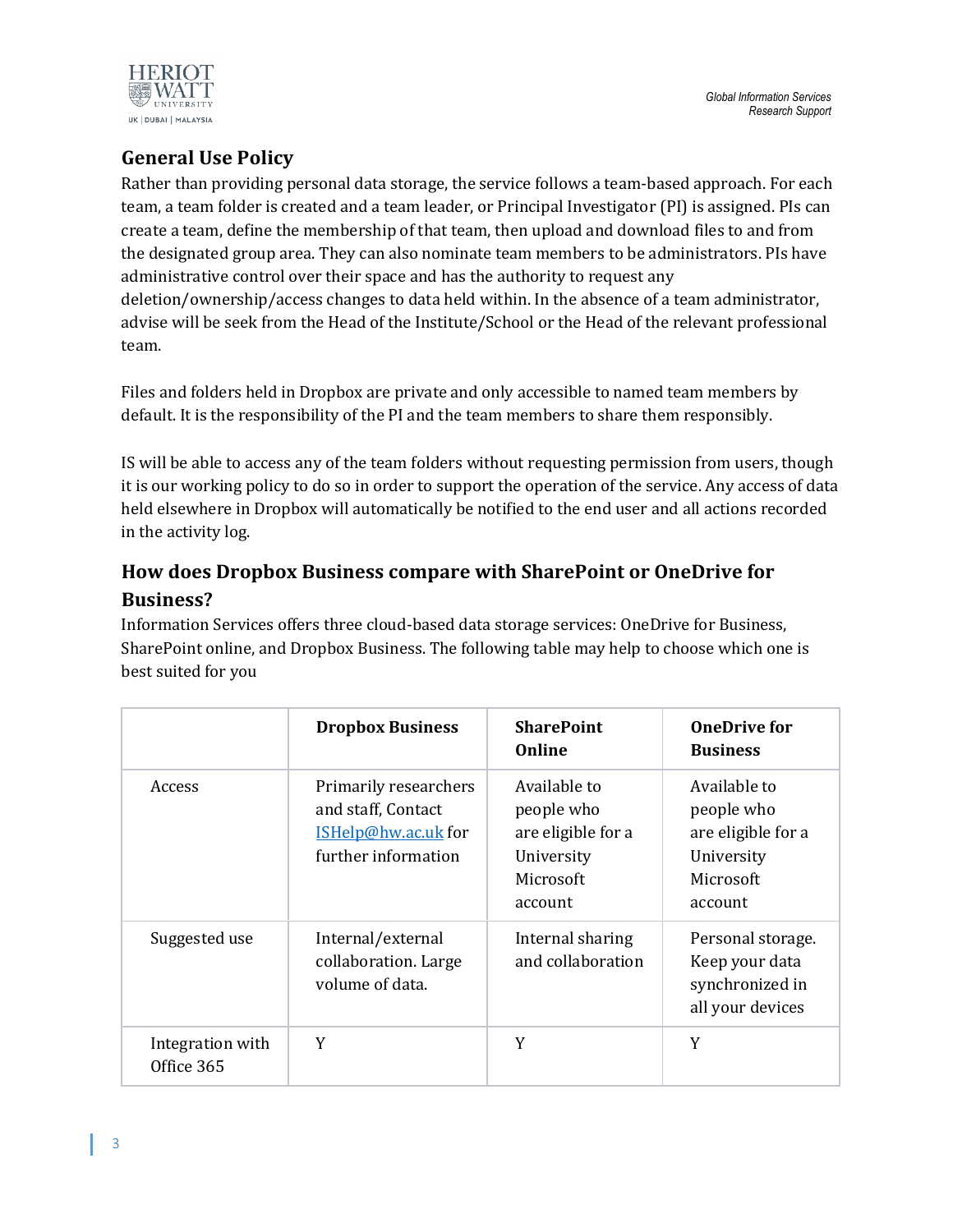## General Use Policy

Rather than providing personal data storage, the service follows a team-based approach. For each team, a team folder is created and a team leader, or Principal Investigator (PI) is assigned. PIs can create a team, define the membership of that team, then upload and download files to and from the designated group area. They can also nominate team members to be administrators. PIs have administrative control over their space and has the authority to request any deletion/ownership/access changes to data held within. In the absence of a team administrator, advise will be seek from the Head of the Institute/School or the Head of the relevant professional team.

Files and folders held in Dropbox are private and only accessible to named team members by default. It is the responsibility of the PI and the team members to share them responsibly.

IS will be able to access any of the team folders without requesting permission from users, though it is our working policy to do so in order to support the operation of the service. Any access of data held elsewhere in Dropbox will automatically be notified to the end user and all actions recorded in the activity log.

## How does Dropbox Business compare with SharePoint or OneDrive for Business?

Information Services offers three cloud-based data storage services: OneDrive for Business, SharePoint online, and Dropbox Business. The following table may help to choose which one is best suited for you

| | Dropbox Business | SharePoint Online | OneDrive for Business |
|---|---|---|---|
| Access | Primarily researchers and staff, Contact ISHelp@hw.ac.uk for further information | Available to people who are eligible for a University Microsoft account | Available to people who are eligible for a University Microsoft account |
| Suggested use | Internal/external collaboration. Large volume of data. | Internal sharing and collaboration | Personal storage. Keep your data synchronized in all your devices |
| Integration with Office 365 | Y | Y | Y |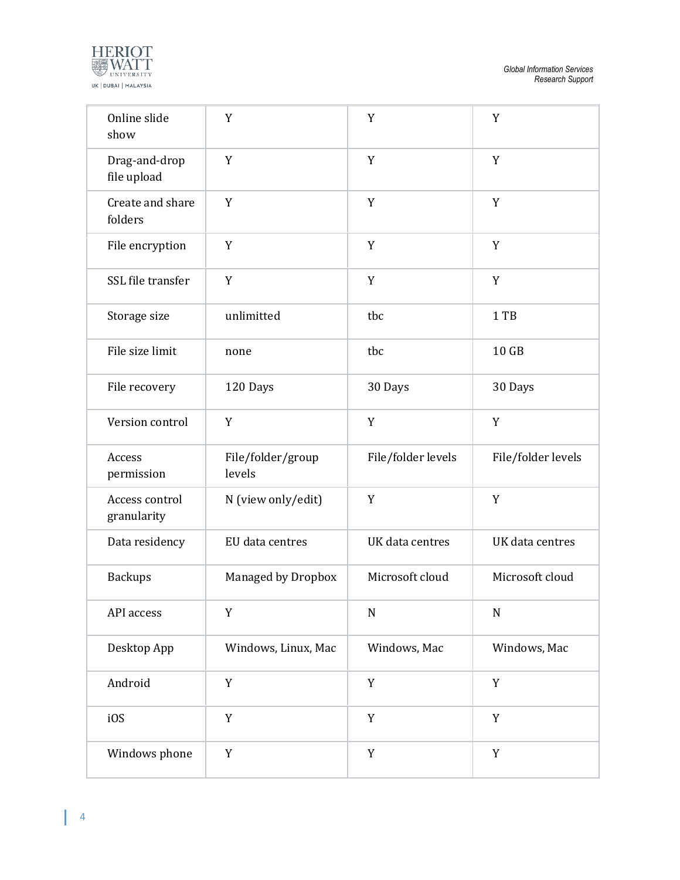| | | | |
|---|---|---|---|
| Online slide show | Y | Y | Y |
| Drag-and-drop file upload | Y | Y | Y |
| Create and share folders | Y | Y | Y |
| File encryption | Y | Y | Y |
| SSL file transfer | Y | Y | Y |
| Storage size | unlimitted | tbc | 1 TB |
| File size limit | none | tbc | 10 GB |
| File recovery | 120 Days | 30 Days | 30 Days |
| Version control | Y | Y | Y |
| Access permission | File/folder/group levels | File/folder levels | File/folder levels |
| Access control granularity | N (view only/edit) | Y | Y |
| Data residency | EU data centres | UK data centres | UK data centres |
| Backups | Managed by Dropbox | Microsoft cloud | Microsoft cloud |
| API access | Y | N | N |
| Desktop App | Windows, Linux, Mac | Windows, Mac | Windows, Mac |
| Android | Y | Y | Y |
| iOS | Y | Y | Y |
| Windows phone | Y | Y | Y |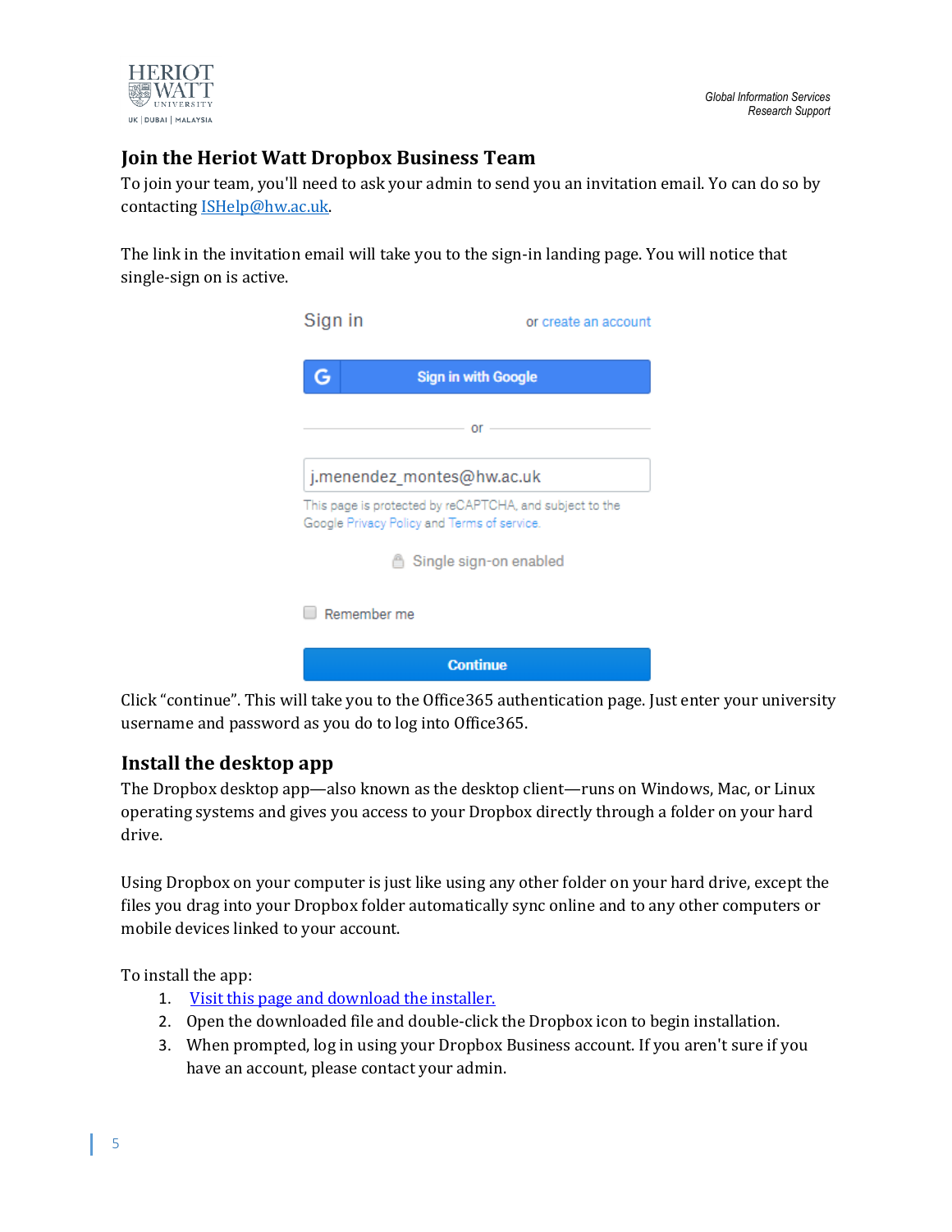## Join the Heriot Watt Dropbox Business Team

To join your team, you'll need to ask your admin to send you an invitation email. Yo can do so by contacting ISHelp@hw.ac.uk.

The link in the invitation email will take you to the sign-in landing page. You will notice that single-sign on is active.

Click "continue". This will take you to the Office365 authentication page. Just enter your university username and password as you do to log into Office365.

## Install the desktop app

The Dropbox desktop app—also known as the desktop client—runs on Windows, Mac, or Linux operating systems and gives you access to your Dropbox directly through a folder on your hard drive.

Using Dropbox on your computer is just like using any other folder on your hard drive, except the files you drag into your Dropbox folder automatically sync online and to any other computers or mobile devices linked to your account.

To install the app:

1. Visit this page and download the installer.
2. Open the downloaded file and double-click the Dropbox icon to begin installation.
3. When prompted, log in using your Dropbox Business account. If you aren't sure if you have an account, please contact your admin.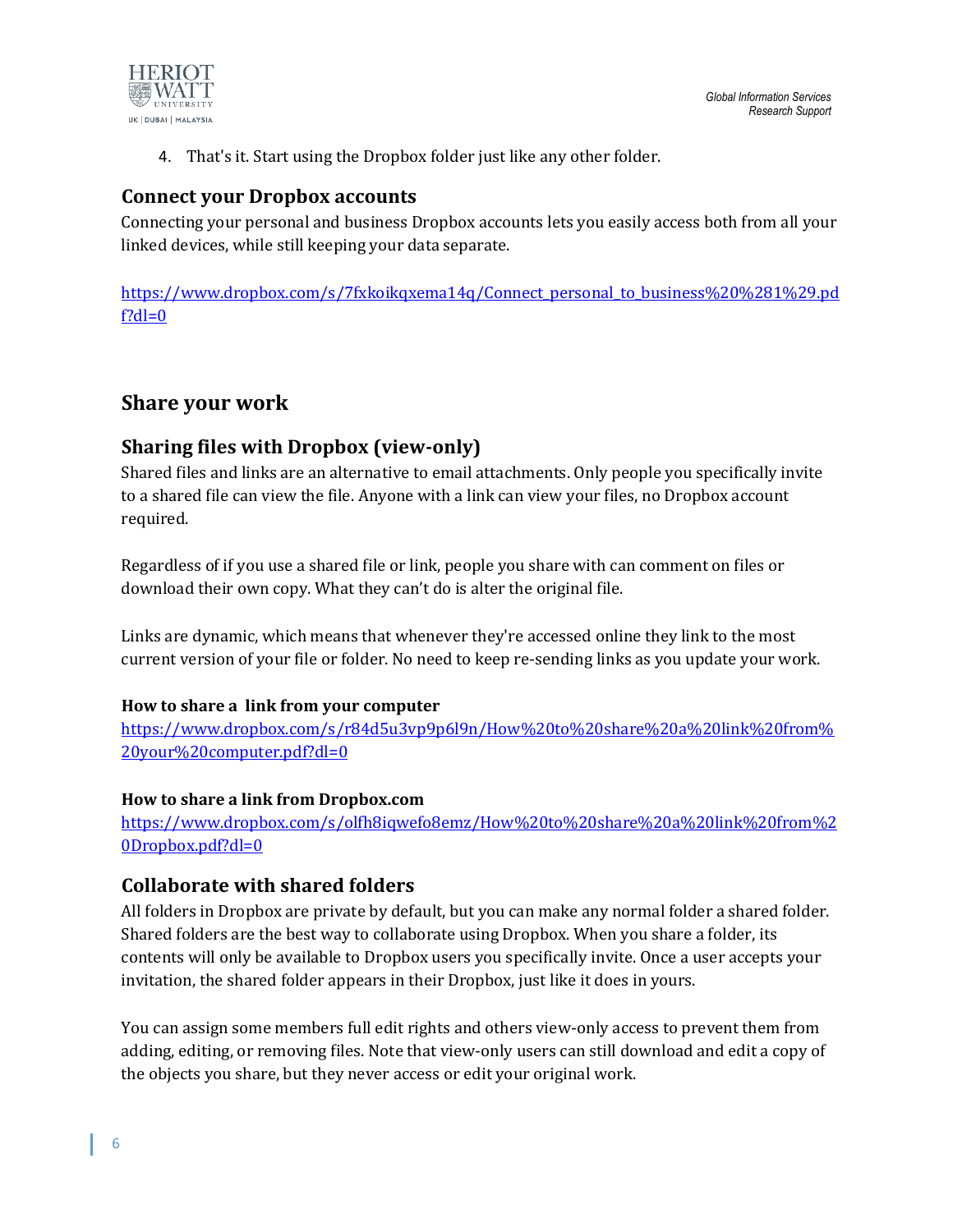4. That's it. Start using the Dropbox folder just like any other folder.

## Connect your Dropbox accounts

Connecting your personal and business Dropbox accounts lets you easily access both from all your linked devices, while still keeping your data separate.

https://www.dropbox.com/s/7fxkoikqxema14q/Connect_personal_to_business%20%281%29.pdf?dl=0

# Share your work

## Sharing files with Dropbox (view-only)

Shared files and links are an alternative to email attachments. Only people you specifically invite to a shared file can view the file. Anyone with a link can view your files, no Dropbox account required.

Regardless of if you use a shared file or link, people you share with can comment on files or download their own copy. What they can't do is alter the original file.

Links are dynamic, which means that whenever they're accessed online they link to the most current version of your file or folder. No need to keep re-sending links as you update your work.

**How to share a link from your computer**
https://www.dropbox.com/s/r84d5u3vp9p6l9n/How%20to%20share%20a%20link%20from%20your%20computer.pdf?dl=0

**How to share a link from Dropbox.com**
https://www.dropbox.com/s/olfh8iqwefo8emz/How%20to%20share%20a%20link%20from%20Dropbox.pdf?dl=0

## Collaborate with shared folders

All folders in Dropbox are private by default, but you can make any normal folder a shared folder. Shared folders are the best way to collaborate using Dropbox. When you share a folder, its contents will only be available to Dropbox users you specifically invite. Once a user accepts your invitation, the shared folder appears in their Dropbox, just like it does in yours.

You can assign some members full edit rights and others view-only access to prevent them from adding, editing, or removing files. Note that view-only users can still download and edit a copy of the objects you share, but they never access or edit your original work.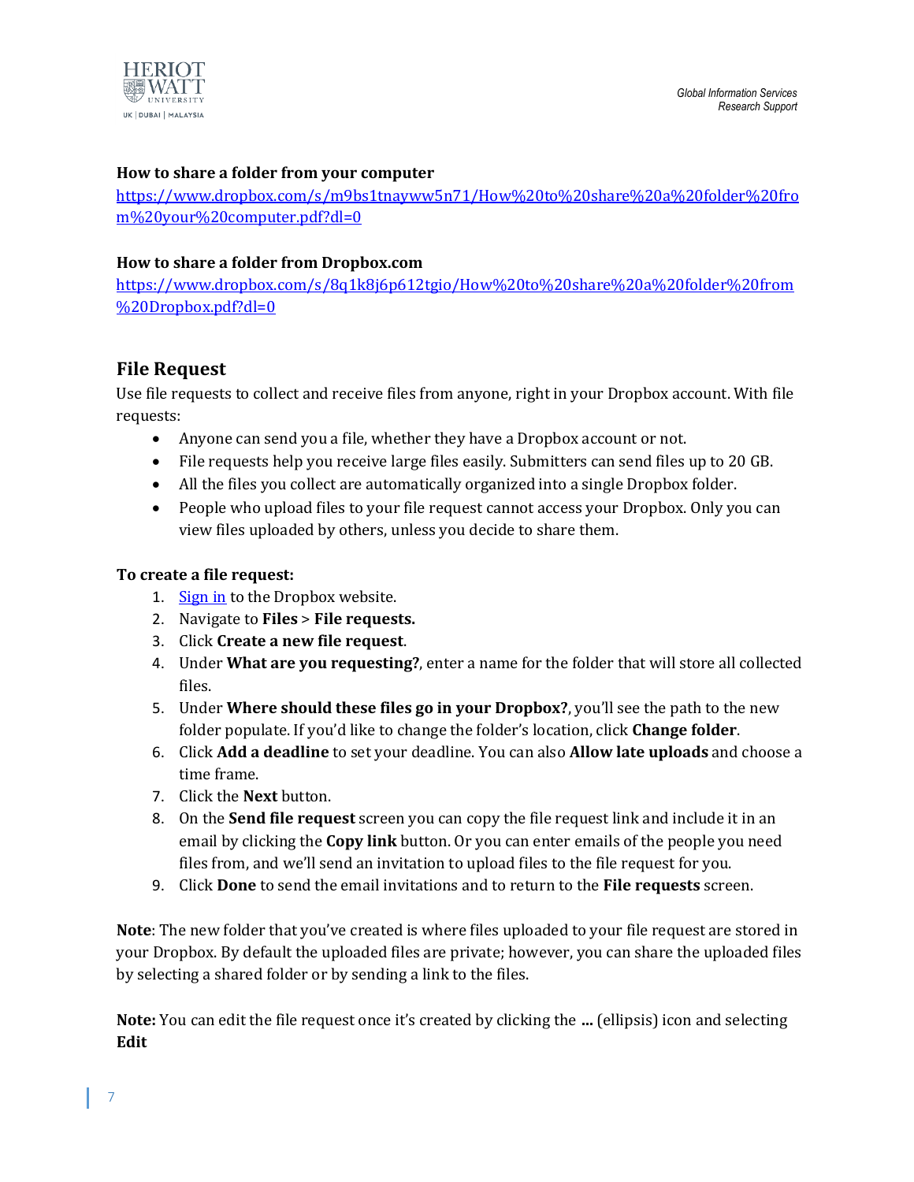**How to share a folder from your computer**

https://www.dropbox.com/s/m9bs1tnayww5n71/How%20to%20share%20a%20folder%20from%20your%20computer.pdf?dl=0

**How to share a folder from Dropbox.com**

https://www.dropbox.com/s/8q1k8j6p612tgio/How%20to%20share%20a%20folder%20from%20Dropbox.pdf?dl=0

## File Request

Use file requests to collect and receive files from anyone, right in your Dropbox account. With file requests:

- Anyone can send you a file, whether they have a Dropbox account or not.
- File requests help you receive large files easily. Submitters can send files up to 20 GB.
- All the files you collect are automatically organized into a single Dropbox folder.
- People who upload files to your file request cannot access your Dropbox. Only you can view files uploaded by others, unless you decide to share them.

**To create a file request:**

1. Sign in to the Dropbox website.
2. Navigate to **Files** > **File requests.**
3. Click **Create a new file request**.
4. Under **What are you requesting?**, enter a name for the folder that will store all collected files.
5. Under **Where should these files go in your Dropbox?**, you'll see the path to the new folder populate. If you'd like to change the folder's location, click **Change folder**.
6. Click **Add a deadline** to set your deadline. You can also **Allow late uploads** and choose a time frame.
7. Click the **Next** button.
8. On the **Send file request** screen you can copy the file request link and include it in an email by clicking the **Copy link** button. Or you can enter emails of the people you need files from, and we'll send an invitation to upload files to the file request for you.
9. Click **Done** to send the email invitations and to return to the **File requests** screen.

**Note**: The new folder that you've created is where files uploaded to your file request are stored in your Dropbox. By default the uploaded files are private; however, you can share the uploaded files by selecting a shared folder or by sending a link to the files.

**Note:** You can edit the file request once it's created by clicking the **...** (ellipsis) icon and selecting **Edit**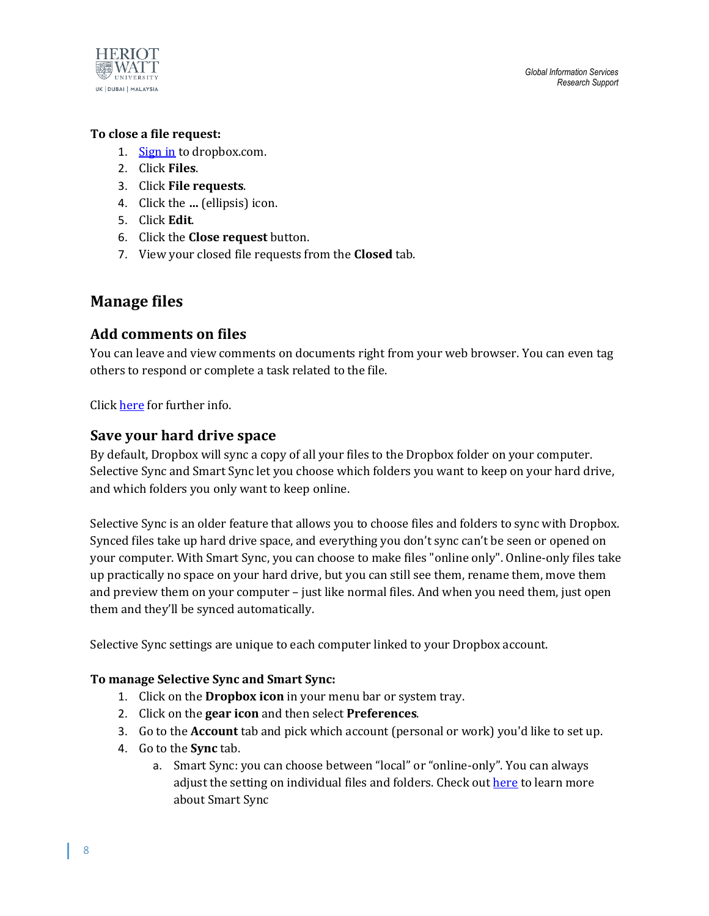**To close a file request:**

1. Sign in to dropbox.com.
2. Click **Files**.
3. Click **File requests**.
4. Click the **...** (ellipsis) icon.
5. Click **Edit**.
6. Click the **Close request** button.
7. View your closed file requests from the **Closed** tab.

## Manage files

### Add comments on files

You can leave and view comments on documents right from your web browser. You can even tag others to respond or complete a task related to the file.

Click here for further info.

### Save your hard drive space

By default, Dropbox will sync a copy of all your files to the Dropbox folder on your computer. Selective Sync and Smart Sync let you choose which folders you want to keep on your hard drive, and which folders you only want to keep online.

Selective Sync is an older feature that allows you to choose files and folders to sync with Dropbox. Synced files take up hard drive space, and everything you don't sync can't be seen or opened on your computer. With Smart Sync, you can choose to make files "online only". Online-only files take up practically no space on your hard drive, but you can still see them, rename them, move them and preview them on your computer – just like normal files. And when you need them, just open them and they'll be synced automatically.

Selective Sync settings are unique to each computer linked to your Dropbox account.

**To manage Selective Sync and Smart Sync:**

1. Click on the **Dropbox icon** in your menu bar or system tray.
2. Click on the **gear icon** and then select **Preferences**.
3. Go to the **Account** tab and pick which account (personal or work) you'd like to set up.
4. Go to the **Sync** tab.
   a. Smart Sync: you can choose between "local" or "online-only". You can always adjust the setting on individual files and folders. Check out here to learn more about Smart Sync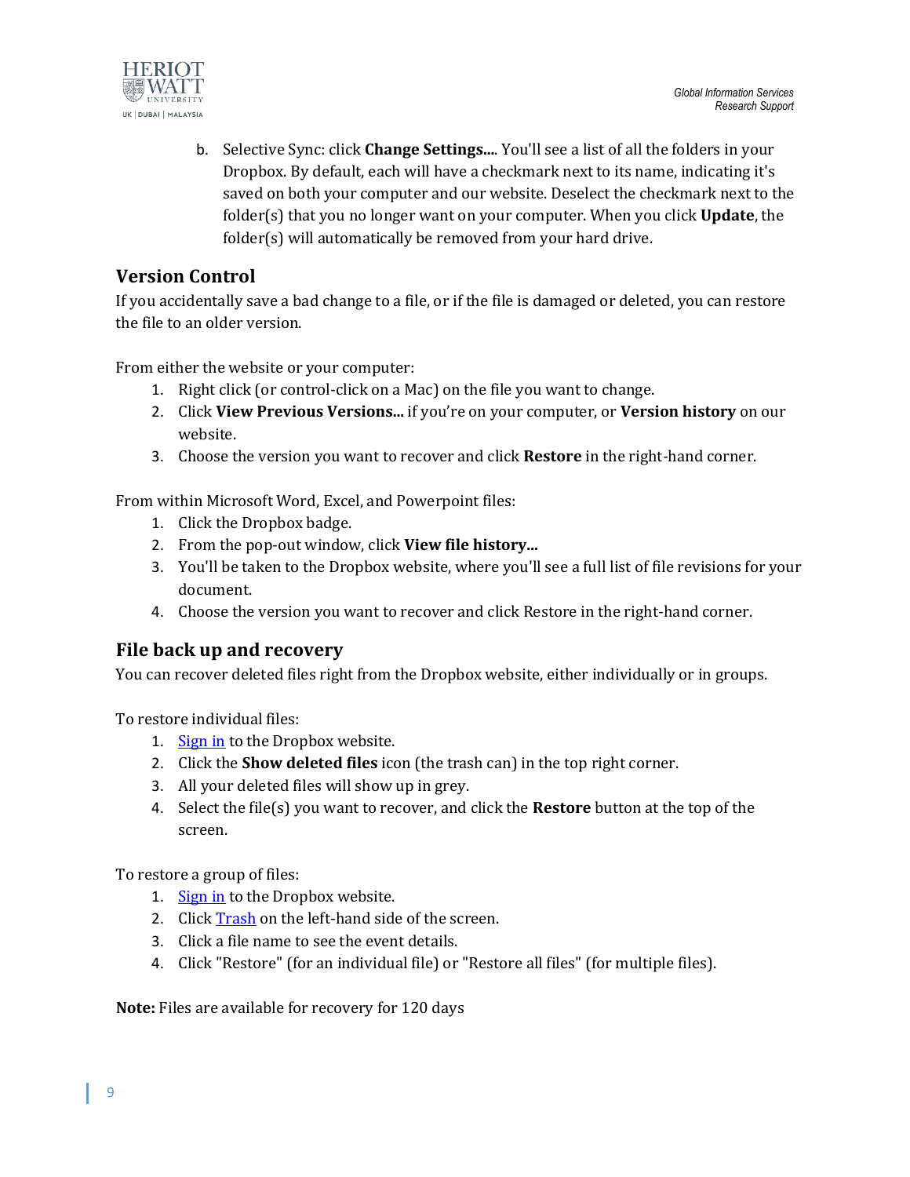b. Selective Sync: click **Change Settings...**. You'll see a list of all the folders in your Dropbox. By default, each will have a checkmark next to its name, indicating it's saved on both your computer and our website. Deselect the checkmark next to the folder(s) that you no longer want on your computer. When you click **Update**, the folder(s) will automatically be removed from your hard drive.

## Version Control

If you accidentally save a bad change to a file, or if the file is damaged or deleted, you can restore the file to an older version.

From either the website or your computer:

1. Right click (or control-click on a Mac) on the file you want to change.
2. Click **View Previous Versions...** if you're on your computer, or **Version history** on our website.
3. Choose the version you want to recover and click **Restore** in the right-hand corner.

From within Microsoft Word, Excel, and Powerpoint files:

1. Click the Dropbox badge.
2. From the pop-out window, click **View file history...**
3. You'll be taken to the Dropbox website, where you'll see a full list of file revisions for your document.
4. Choose the version you want to recover and click Restore in the right-hand corner.

## File back up and recovery

You can recover deleted files right from the Dropbox website, either individually or in groups.

To restore individual files:

1. Sign in to the Dropbox website.
2. Click the **Show deleted files** icon (the trash can) in the top right corner.
3. All your deleted files will show up in grey.
4. Select the file(s) you want to recover, and click the **Restore** button at the top of the screen.

To restore a group of files:

1. Sign in to the Dropbox website.
2. Click Trash on the left-hand side of the screen.
3. Click a file name to see the event details.
4. Click "Restore" (for an individual file) or "Restore all files" (for multiple files).

**Note:** Files are available for recovery for 120 days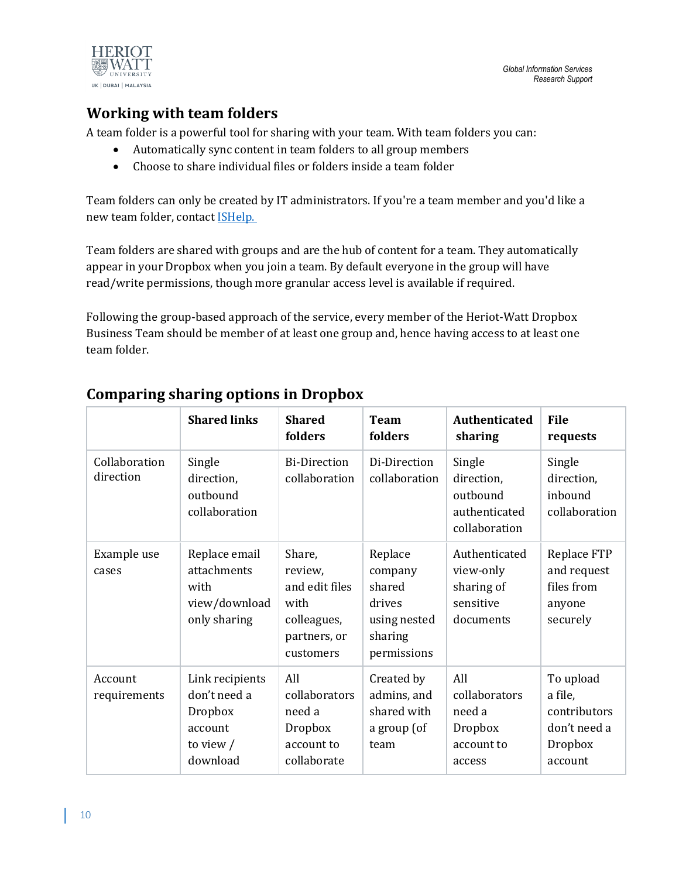## Working with team folders

A team folder is a powerful tool for sharing with your team. With team folders you can:

- Automatically sync content in team folders to all group members
- Choose to share individual files or folders inside a team folder

Team folders can only be created by IT administrators. If you're a team member and you'd like a new team folder, contact [ISHelp.](ISHelp)

Team folders are shared with groups and are the hub of content for a team. They automatically appear in your Dropbox when you join a team. By default everyone in the group will have read/write permissions, though more granular access level is available if required.

Following the group-based approach of the service, every member of the Heriot-Watt Dropbox Business Team should be member of at least one group and, hence having access to at least one team folder.

## Comparing sharing options in Dropbox

| | **Shared links** | **Shared folders** | **Team folders** | **Authenticated sharing** | **File requests** |
|---|---|---|---|---|---|
| Collaboration direction | Single direction, outbound collaboration | Bi-Direction collaboration | Di-Direction collaboration | Single direction, outbound authenticated collaboration | Single direction, inbound collaboration |
| Example use cases | Replace email attachments with view/download only sharing | Share, review, and edit files with colleagues, partners, or customers | Replace company shared drives using nested sharing permissions | Authenticated view-only sharing of sensitive documents | Replace FTP and request files from anyone securely |
| Account requirements | Link recipients don't need a Dropbox account to view / download | All collaborators need a Dropbox account to collaborate | Created by admins, and shared with a group (of team | All collaborators need a Dropbox account to access | To upload a file, contributors don't need a Dropbox account |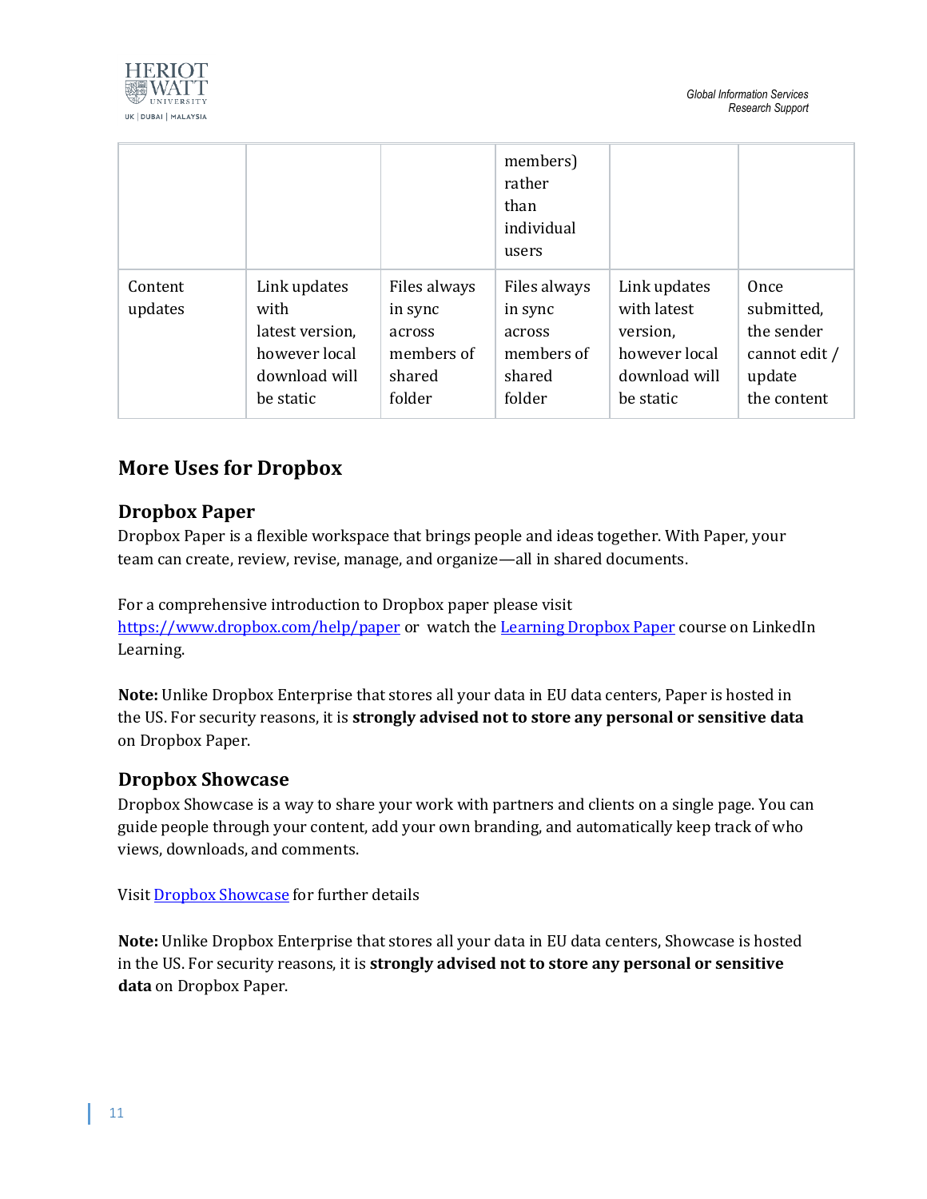| | | | | | |
|---|---|---|---|---|---|
| | | | members) rather than individual users | | |
| Content updates | Link updates with latest version, however local download will be static | Files always in sync across members of shared folder | Files always in sync across members of shared folder | Link updates with latest version, however local download will be static | Once submitted, the sender cannot edit / update the content |

## More Uses for Dropbox

### Dropbox Paper

Dropbox Paper is a flexible workspace that brings people and ideas together. With Paper, your team can create, review, revise, manage, and organize—all in shared documents.

For a comprehensive introduction to Dropbox paper please visit https://www.dropbox.com/help/paper or watch the Learning Dropbox Paper course on LinkedIn Learning.

**Note:** Unlike Dropbox Enterprise that stores all your data in EU data centers, Paper is hosted in the US. For security reasons, it is **strongly advised not to store any personal or sensitive data** on Dropbox Paper.

### Dropbox Showcase

Dropbox Showcase is a way to share your work with partners and clients on a single page. You can guide people through your content, add your own branding, and automatically keep track of who views, downloads, and comments.

Visit Dropbox Showcase for further details

**Note:** Unlike Dropbox Enterprise that stores all your data in EU data centers, Showcase is hosted in the US. For security reasons, it is **strongly advised not to store any personal or sensitive data** on Dropbox Paper.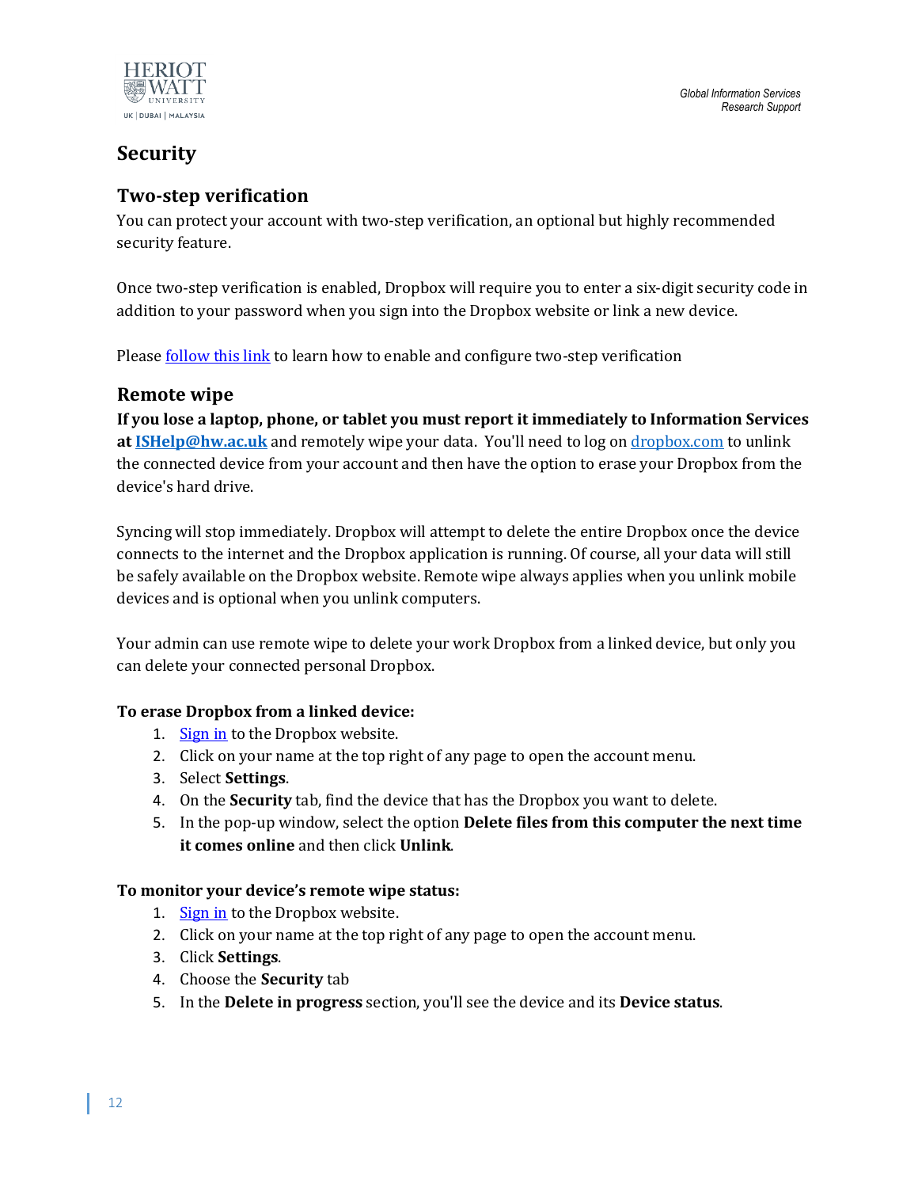# Security

## Two-step verification

You can protect your account with two-step verification, an optional but highly recommended security feature.

Once two-step verification is enabled, Dropbox will require you to enter a six-digit security code in addition to your password when you sign into the Dropbox website or link a new device.

Please follow this link to learn how to enable and configure two-step verification

## Remote wipe

**If you lose a laptop, phone, or tablet you must report it immediately to Information Services at ISHelp@hw.ac.uk** and remotely wipe your data. You'll need to log on dropbox.com to unlink the connected device from your account and then have the option to erase your Dropbox from the device's hard drive.

Syncing will stop immediately. Dropbox will attempt to delete the entire Dropbox once the device connects to the internet and the Dropbox application is running. Of course, all your data will still be safely available on the Dropbox website. Remote wipe always applies when you unlink mobile devices and is optional when you unlink computers.

Your admin can use remote wipe to delete your work Dropbox from a linked device, but only you can delete your connected personal Dropbox.

**To erase Dropbox from a linked device:**

1. Sign in to the Dropbox website.
2. Click on your name at the top right of any page to open the account menu.
3. Select **Settings**.
4. On the **Security** tab, find the device that has the Dropbox you want to delete.
5. In the pop-up window, select the option **Delete files from this computer the next time it comes online** and then click **Unlink**.

**To monitor your device's remote wipe status:**

1. Sign in to the Dropbox website.
2. Click on your name at the top right of any page to open the account menu.
3. Click **Settings**.
4. Choose the **Security** tab
5. In the **Delete in progress** section, you'll see the device and its **Device status**.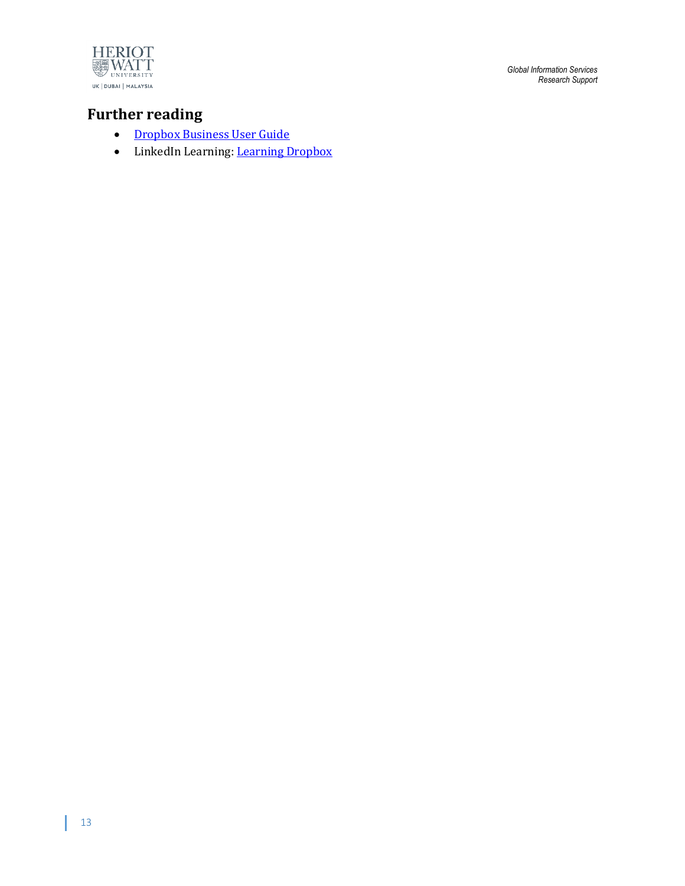## Further reading

- Dropbox Business User Guide
- LinkedIn Learning: Learning Dropbox